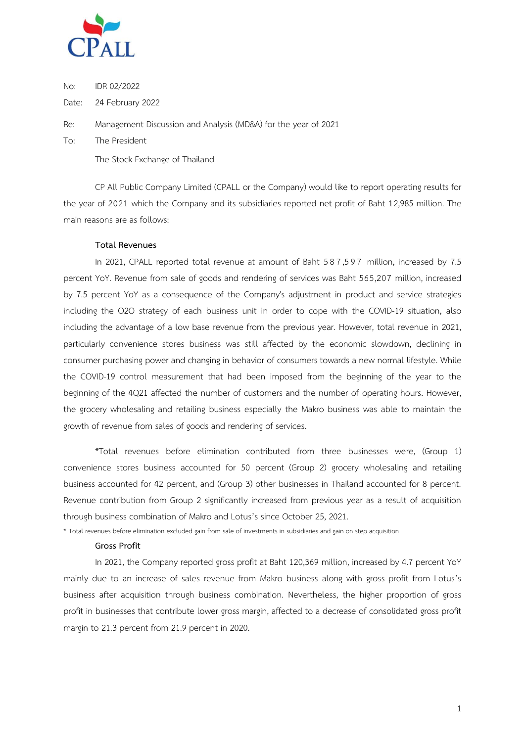No: IDR 02/2022

Date: 24 February 2022

Re: Management Discussion and Analysis (MD&A) for the year of 2021

To: The President

The Stock Exchange of Thailand

CP All Public Company Limited (CPALL or the Company) would like to report operating results for the year of 2021 which the Company and its subsidiaries reported net profit of Baht 12,985 million. The main reasons are as follows:

**Total Revenues**

In 2021, CPALL reported total revenue at amount of Baht 587,597 million, increased by 7.5 percent YoY. Revenue from sale of goods and rendering of services was Baht 565,207 million, increased by 7.5 percent YoY as a consequence of the Company's adjustment in product and service strategies including the O2O strategy of each business unit in order to cope with the COVID-19 situation, also including the advantage of a low base revenue from the previous year. However, total revenue in 2021, particularly convenience stores business was still affected by the economic slowdown, declining in consumer purchasing power and changing in behavior of consumers towards a new normal lifestyle. While the COVID-19 control measurement that had been imposed from the beginning of the year to the beginning of the 4Q21 affected the number of customers and the number of operating hours. However, the grocery wholesaling and retailing business especially the Makro business was able to maintain the growth of revenue from sales of goods and rendering of services.

*Total revenues before elimination contributed from three businesses were, (Group 1) convenience stores business accounted for 50 percent (Group 2) grocery wholesaling and retailing business accounted for 42 percent, and (Group 3) other businesses in Thailand accounted for 8 percent. Revenue contribution from Group 2 significantly increased from previous year as a result of acquisition through business combination of Makro and Lotus's since October 25, 2021.

\* Total revenues before elimination excluded gain from sale of investments in subsidiaries and gain on step acquisition

**Gross Profit**

In 2021, the Company reported gross profit at Baht 120,369 million, increased by 4.7 percent YoY mainly due to an increase of sales revenue from Makro business along with gross profit from Lotus's business after acquisition through business combination. Nevertheless, the higher proportion of gross profit in businesses that contribute lower gross margin, affected to a decrease of consolidated gross profit margin to 21.3 percent from 21.9 percent in 2020.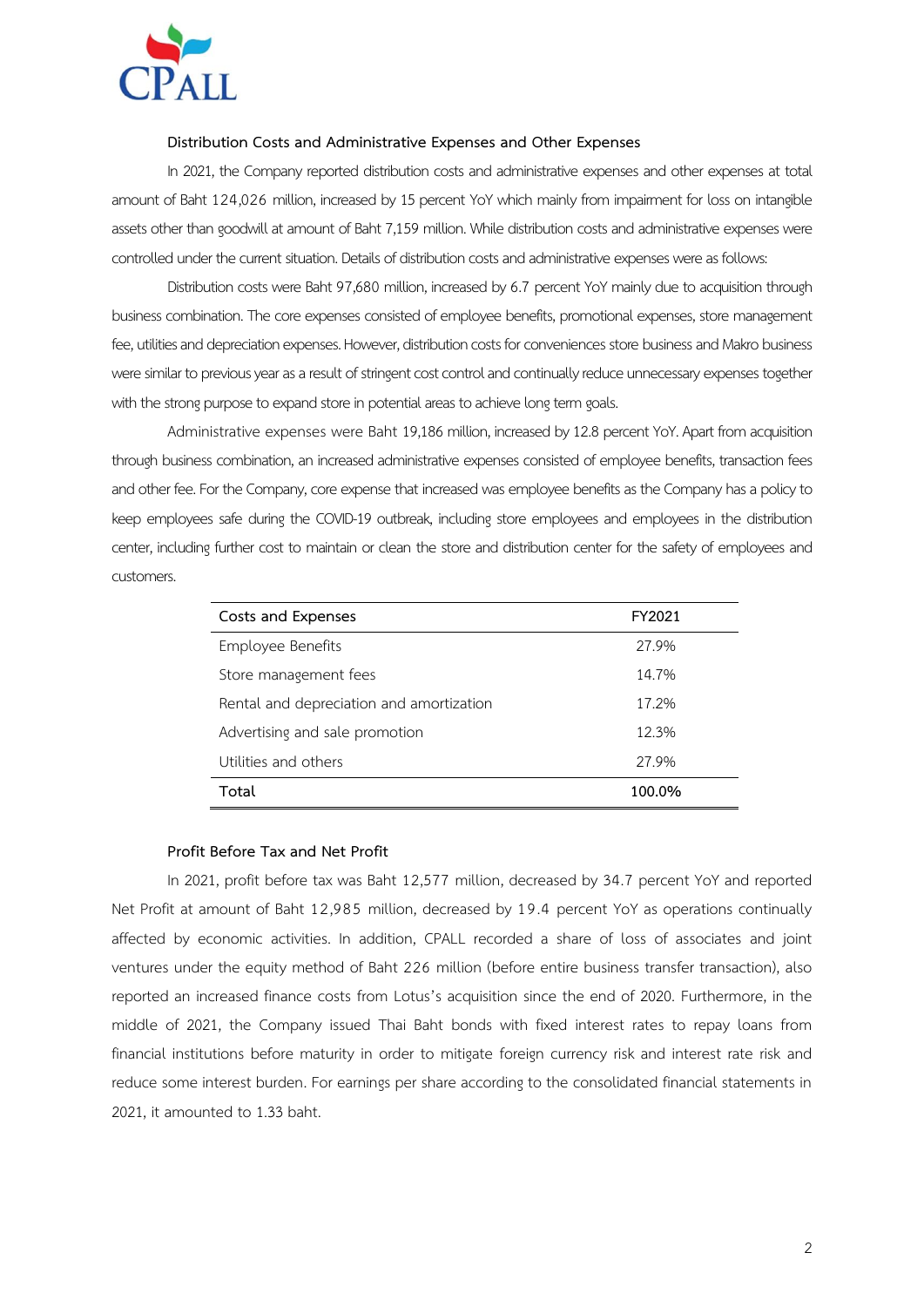### Distribution Costs and Administrative Expenses and Other Expenses

In 2021, the Company reported distribution costs and administrative expenses and other expenses at total amount of Baht 124,026 million, increased by 15 percent YoY which mainly from impairment for loss on intangible assets other than goodwill at amount of Baht 7,159 million. While distribution costs and administrative expenses were controlled under the current situation. Details of distribution costs and administrative expenses were as follows:

Distribution costs were Baht 97,680 million, increased by 6.7 percent YoY mainly due to acquisition through business combination. The core expenses consisted of employee benefits, promotional expenses, store management fee, utilities and depreciation expenses. However, distribution costs for conveniences store business and Makro business were similar to previous year as a result of stringent cost control and continually reduce unnecessary expenses together with the strong purpose to expand store in potential areas to achieve long term goals.

Administrative expenses were Baht 19,186 million, increased by 12.8 percent YoY. Apart from acquisition through business combination, an increased administrative expenses consisted of employee benefits, transaction fees and other fee. For the Company, core expense that increased was employee benefits as the Company has a policy to keep employees safe during the COVID-19 outbreak, including store employees and employees in the distribution center, including further cost to maintain or clean the store and distribution center for the safety of employees and customers.

| Costs and Expenses | FY2021 |
|---|---|
| Employee Benefits | 27.9% |
| Store management fees | 14.7% |
| Rental and depreciation and amortization | 17.2% |
| Advertising and sale promotion | 12.3% |
| Utilities and others | 27.9% |
| **Total** | **100.0%** |

### Profit Before Tax and Net Profit

In 2021, profit before tax was Baht 12,577 million, decreased by 34.7 percent YoY and reported Net Profit at amount of Baht 12,985 million, decreased by 19.4 percent YoY as operations continually affected by economic activities. In addition, CPALL recorded a share of loss of associates and joint ventures under the equity method of Baht 226 million (before entire business transfer transaction), also reported an increased finance costs from Lotus's acquisition since the end of 2020. Furthermore, in the middle of 2021, the Company issued Thai Baht bonds with fixed interest rates to repay loans from financial institutions before maturity in order to mitigate foreign currency risk and interest rate risk and reduce some interest burden. For earnings per share according to the consolidated financial statements in 2021, it amounted to 1.33 baht.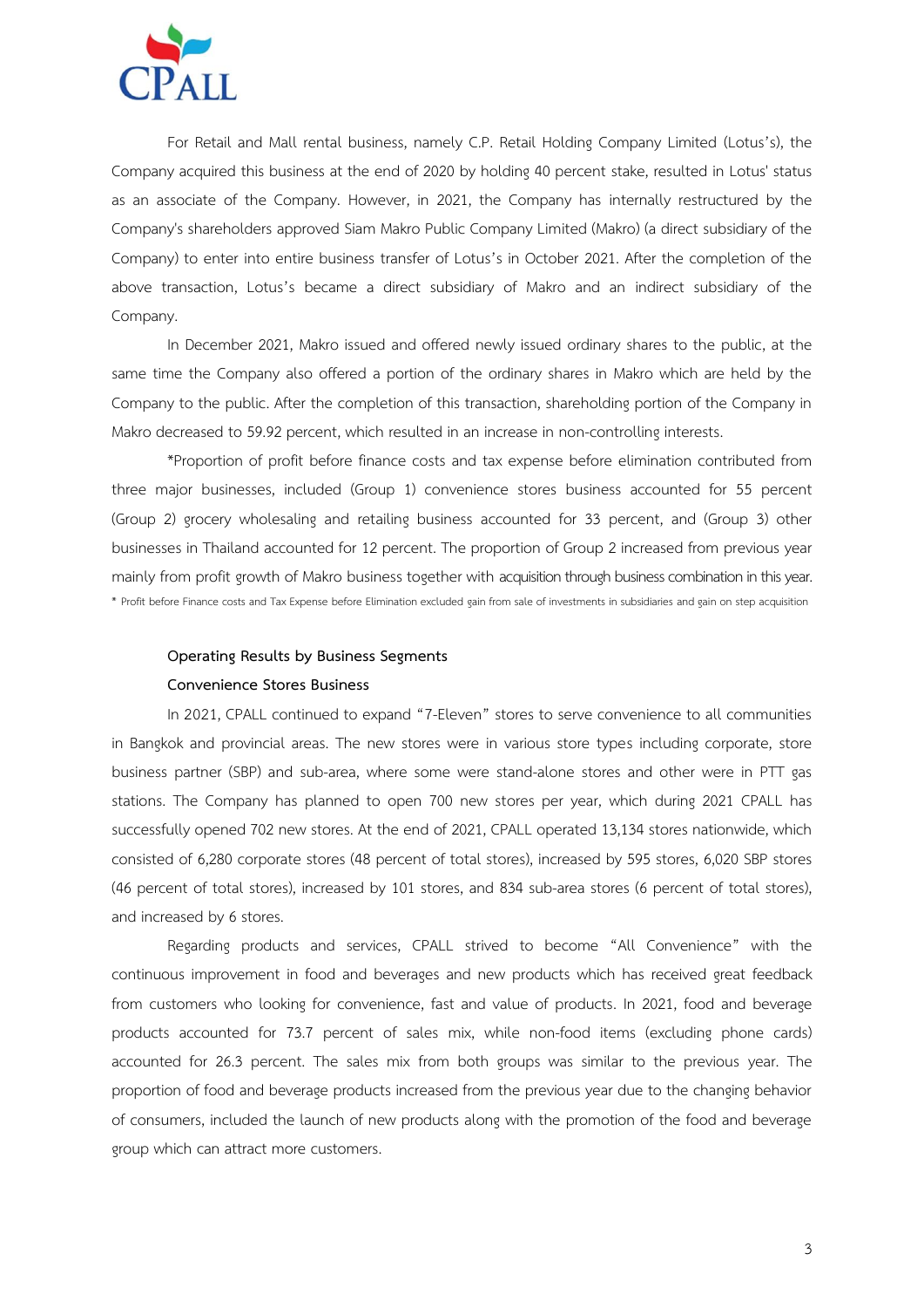For Retail and Mall rental business, namely C.P. Retail Holding Company Limited (Lotus's), the Company acquired this business at the end of 2020 by holding 40 percent stake, resulted in Lotus' status as an associate of the Company. However, in 2021, the Company has internally restructured by the Company's shareholders approved Siam Makro Public Company Limited (Makro) (a direct subsidiary of the Company) to enter into entire business transfer of Lotus's in October 2021. After the completion of the above transaction, Lotus's became a direct subsidiary of Makro and an indirect subsidiary of the Company.

In December 2021, Makro issued and offered newly issued ordinary shares to the public, at the same time the Company also offered a portion of the ordinary shares in Makro which are held by the Company to the public. After the completion of this transaction, shareholding portion of the Company in Makro decreased to 59.92 percent, which resulted in an increase in non-controlling interests.

*Proportion of profit before finance costs and tax expense before elimination contributed from three major businesses, included (Group 1) convenience stores business accounted for 55 percent (Group 2) grocery wholesaling and retailing business accounted for 33 percent, and (Group 3) other businesses in Thailand accounted for 12 percent. The proportion of Group 2 increased from previous year mainly from profit growth of Makro business together with acquisition through business combination in this year.

* Profit before Finance costs and Tax Expense before Elimination excluded gain from sale of investments in subsidiaries and gain on step acquisition

**Operating Results by Business Segments**

**Convenience Stores Business**

In 2021, CPALL continued to expand "7-Eleven" stores to serve convenience to all communities in Bangkok and provincial areas. The new stores were in various store types including corporate, store business partner (SBP) and sub-area, where some were stand-alone stores and other were in PTT gas stations. The Company has planned to open 700 new stores per year, which during 2021 CPALL has successfully opened 702 new stores. At the end of 2021, CPALL operated 13,134 stores nationwide, which consisted of 6,280 corporate stores (48 percent of total stores), increased by 595 stores, 6,020 SBP stores (46 percent of total stores), increased by 101 stores, and 834 sub-area stores (6 percent of total stores), and increased by 6 stores.

Regarding products and services, CPALL strived to become "All Convenience" with the continuous improvement in food and beverages and new products which has received great feedback from customers who looking for convenience, fast and value of products. In 2021, food and beverage products accounted for 73.7 percent of sales mix, while non-food items (excluding phone cards) accounted for 26.3 percent. The sales mix from both groups was similar to the previous year. The proportion of food and beverage products increased from the previous year due to the changing behavior of consumers, included the launch of new products along with the promotion of the food and beverage group which can attract more customers.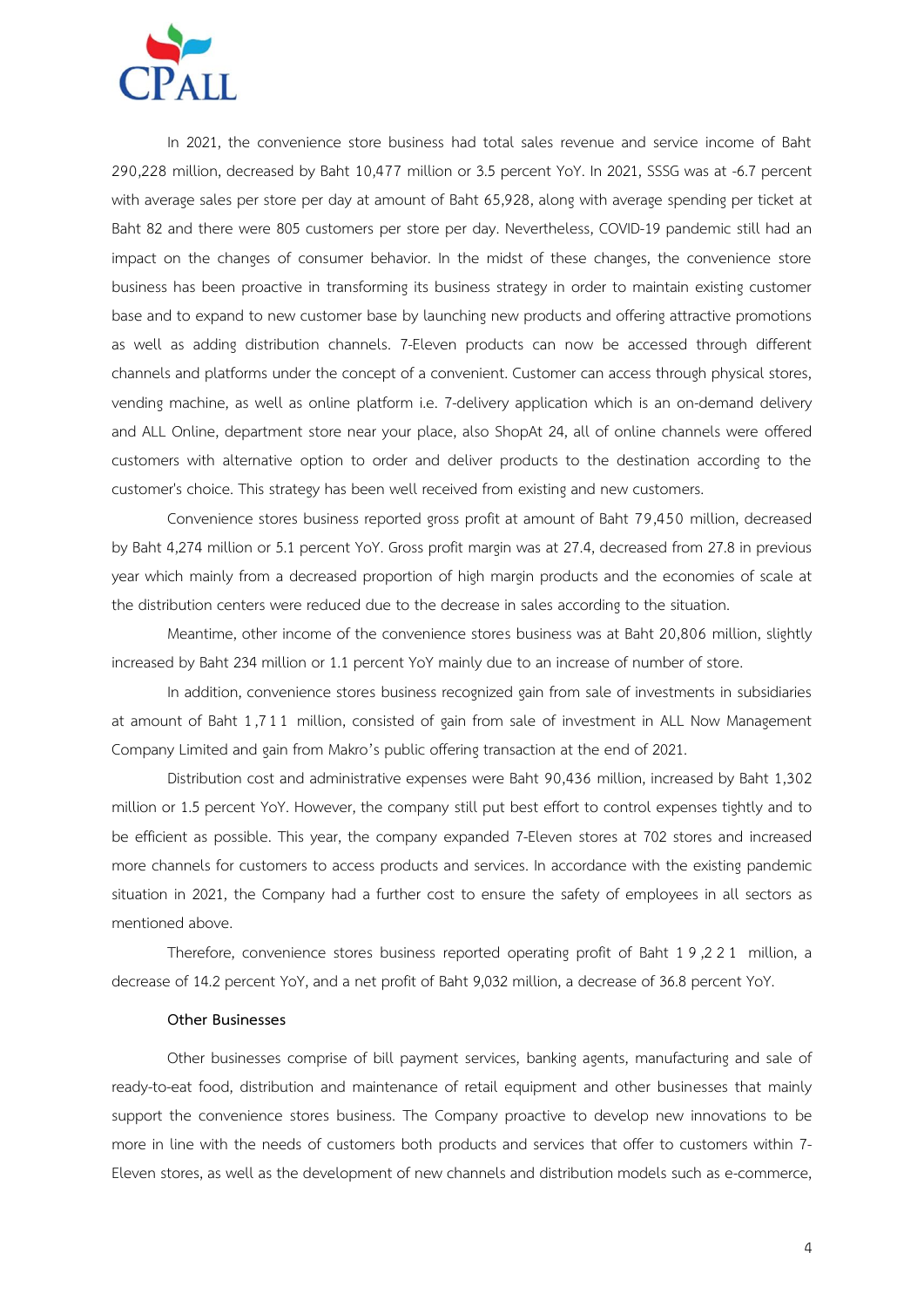In 2021, the convenience store business had total sales revenue and service income of Baht 290,228 million, decreased by Baht 10,477 million or 3.5 percent YoY. In 2021, SSSG was at -6.7 percent with average sales per store per day at amount of Baht 65,928, along with average spending per ticket at Baht 82 and there were 805 customers per store per day. Nevertheless, COVID-19 pandemic still had an impact on the changes of consumer behavior. In the midst of these changes, the convenience store business has been proactive in transforming its business strategy in order to maintain existing customer base and to expand to new customer base by launching new products and offering attractive promotions as well as adding distribution channels. 7-Eleven products can now be accessed through different channels and platforms under the concept of a convenient. Customer can access through physical stores, vending machine, as well as online platform i.e. 7-delivery application which is an on-demand delivery and ALL Online, department store near your place, also ShopAt 24, all of online channels were offered customers with alternative option to order and deliver products to the destination according to the customer's choice. This strategy has been well received from existing and new customers.

Convenience stores business reported gross profit at amount of Baht 79,450 million, decreased by Baht 4,274 million or 5.1 percent YoY. Gross profit margin was at 27.4, decreased from 27.8 in previous year which mainly from a decreased proportion of high margin products and the economies of scale at the distribution centers were reduced due to the decrease in sales according to the situation.

Meantime, other income of the convenience stores business was at Baht 20,806 million, slightly increased by Baht 234 million or 1.1 percent YoY mainly due to an increase of number of store.

In addition, convenience stores business recognized gain from sale of investments in subsidiaries at amount of Baht 1,711 million, consisted of gain from sale of investment in ALL Now Management Company Limited and gain from Makro's public offering transaction at the end of 2021.

Distribution cost and administrative expenses were Baht 90,436 million, increased by Baht 1,302 million or 1.5 percent YoY. However, the company still put best effort to control expenses tightly and to be efficient as possible. This year, the company expanded 7-Eleven stores at 702 stores and increased more channels for customers to access products and services. In accordance with the existing pandemic situation in 2021, the Company had a further cost to ensure the safety of employees in all sectors as mentioned above.

Therefore, convenience stores business reported operating profit of Baht 19,221 million, a decrease of 14.2 percent YoY, and a net profit of Baht 9,032 million, a decrease of 36.8 percent YoY.

**Other Businesses**

Other businesses comprise of bill payment services, banking agents, manufacturing and sale of ready-to-eat food, distribution and maintenance of retail equipment and other businesses that mainly support the convenience stores business. The Company proactive to develop new innovations to be more in line with the needs of customers both products and services that offer to customers within 7-Eleven stores, as well as the development of new channels and distribution models such as e-commerce,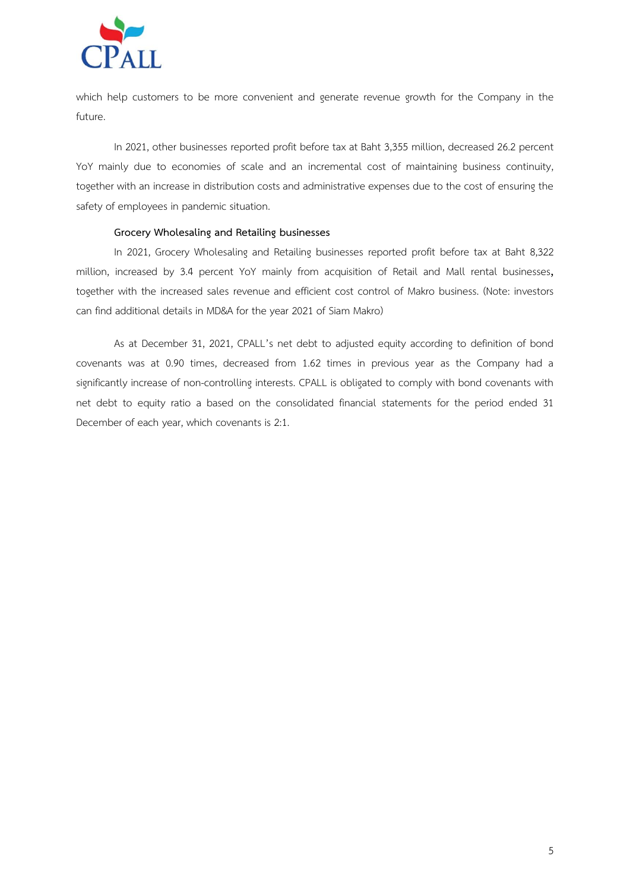which help customers to be more convenient and generate revenue growth for the Company in the future.

In 2021, other businesses reported profit before tax at Baht 3,355 million, decreased 26.2 percent YoY mainly due to economies of scale and an incremental cost of maintaining business continuity, together with an increase in distribution costs and administrative expenses due to the cost of ensuring the safety of employees in pandemic situation.

**Grocery Wholesaling and Retailing businesses**

In 2021, Grocery Wholesaling and Retailing businesses reported profit before tax at Baht 8,322 million, increased by 3.4 percent YoY mainly from acquisition of Retail and Mall rental businesses**,** together with the increased sales revenue and efficient cost control of Makro business. (Note: investors can find additional details in MD&A for the year 2021 of Siam Makro)

As at December 31, 2021, CPALL's net debt to adjusted equity according to definition of bond covenants was at 0.90 times, decreased from 1.62 times in previous year as the Company had a significantly increase of non-controlling interests. CPALL is obligated to comply with bond covenants with net debt to equity ratio a based on the consolidated financial statements for the period ended 31 December of each year, which covenants is 2:1.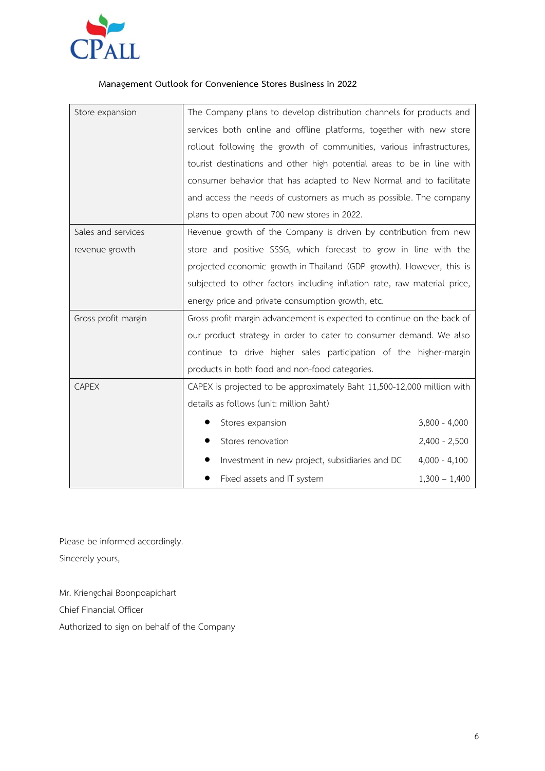CPALL

**Management Outlook for Convenience Stores Business in 2022**

| | |
|---|---|
| Store expansion | The Company plans to develop distribution channels for products and services both online and offline platforms, together with new store rollout following the growth of communities, various infrastructures, tourist destinations and other high potential areas to be in line with consumer behavior that has adapted to New Normal and to facilitate and access the needs of customers as much as possible. The company plans to open about 700 new stores in 2022. |
| Sales and services revenue growth | Revenue growth of the Company is driven by contribution from new store and positive SSSG, which forecast to grow in line with the projected economic growth in Thailand (GDP growth). However, this is subjected to other factors including inflation rate, raw material price, energy price and private consumption growth, etc. |
| Gross profit margin | Gross profit margin advancement is expected to continue on the back of our product strategy in order to cater to consumer demand. We also continue to drive higher sales participation of the higher-margin products in both food and non-food categories. |
| CAPEX | CAPEX is projected to be approximately Baht 11,500-12,000 million with details as follows (unit: million Baht)<br>• Stores expansion 3,800 - 4,000<br>• Stores renovation 2,400 - 2,500<br>• Investment in new project, subsidiaries and DC 4,000 - 4,100<br>• Fixed assets and IT system 1,300 – 1,400 |

Please be informed accordingly.

Sincerely yours,

Mr. Kriengchai Boonpoapichart

Chief Financial Officer

Authorized to sign on behalf of the Company